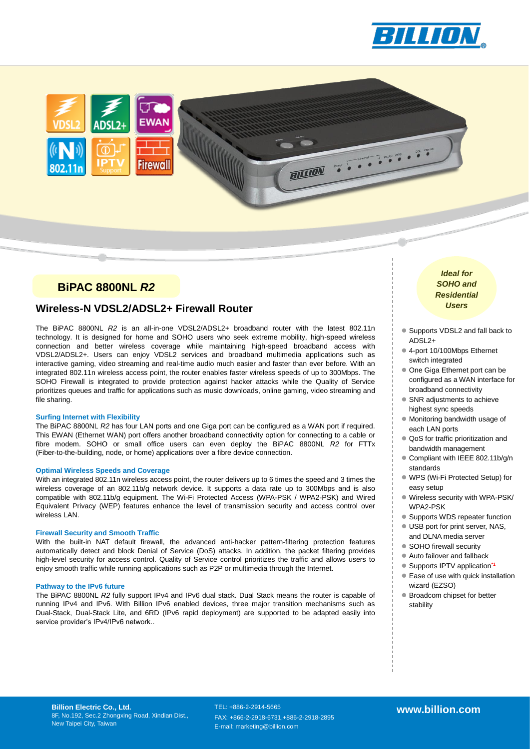# BiPAC 8800NL *R2*

## Wireless-N VDSL2/ADSL2+ Firewall Router

The BiPAC 8800NL *R2* is an all-in-one VDSL2/ADSL2+ broadband router with the latest 802.11n technology. It is designed for home and SOHO users who seek extreme mobility, high-speed wireless connection and better wireless coverage while maintaining high-speed broadband access with VDSL2/ADSL2+. Users can enjoy VDSL2 services and broadband multimedia applications such as interactive gaming, video streaming and real-time audio much easier and faster than ever before. With an integrated 802.11n wireless access point, the router enables faster wireless speeds of up to 300Mbps. The SOHO Firewall is integrated to provide protection against hacker attacks while the Quality of Service prioritizes queues and traffic for applications such as music downloads, online gaming, video streaming and file sharing.

### Surfing Internet with Flexibility

The BiPAC 8800NL *R2* has four LAN ports and one Giga port can be configured as a WAN port if required. This EWAN (Ethernet WAN) port offers another broadband connectivity option for connecting to a cable or fibre modem. SOHO or small office users can even deploy the BiPAC 8800NL *R2* for FTTx (Fiber-to-the-building, node, or home) applications over a fibre device connection.

### Optimal Wireless Speeds and Coverage

With an integrated 802.11n wireless access point, the router delivers up to 6 times the speed and 3 times the wireless coverage of an 802.11b/g network device. It supports a data rate up to 300Mbps and is also compatible with 802.11b/g equipment. The Wi-Fi Protected Access (WPA-PSK / WPA2-PSK) and Wired Equivalent Privacy (WEP) features enhance the level of transmission security and access control over wireless LAN.

### Firewall Security and Smooth Traffic

With the built-in NAT default firewall, the advanced anti-hacker pattern-filtering protection features automatically detect and block Denial of Service (DoS) attacks. In addition, the packet filtering provides high-level security for access control. Quality of Service control prioritizes the traffic and allows users to enjoy smooth traffic while running applications such as P2P or multimedia through the Internet.

### Pathway to the IPv6 future

The BiPAC 8800NL *R2* fully support IPv4 and IPv6 dual stack. Dual Stack means the router is capable of running IPv4 and IPv6. With Billion IPv6 enabled devices, three major transition mechanisms such as Dual-Stack, Dual-Stack Lite, and 6RD (IPv6 rapid deployment) are supported to be adapted easily into service provider's IPv4/IPv6 network..

***Ideal for SOHO and Residential Users***

- Supports VDSL2 and fall back to ADSL2+
- 4-port 10/100Mbps Ethernet switch integrated
- One Giga Ethernet port can be configured as a WAN interface for broadband connectivity
- SNR adjustments to achieve highest sync speeds
- Monitoring bandwidth usage of each LAN ports
- QoS for traffic prioritization and bandwidth management
- Compliant with IEEE 802.11b/g/n standards
- WPS (Wi-Fi Protected Setup) for easy setup
- Wireless security with WPA-PSK/ WPA2-PSK
- Supports WDS repeater function
- USB port for print server, NAS, and DLNA media server
- SOHO firewall security
- Auto failover and fallback
- Supports IPTV application*1
- Ease of use with quick installation wizard (EZSO)
- Broadcom chipset for better stability

**Billion Electric Co., Ltd.**
8F, No.192, Sec.2 Zhongxing Road, Xindian Dist., New Taipei City, Taiwan

TEL: +886-2-2914-5665
FAX: +886-2-2918-6731,+886-2-2918-2895
E-mail: marketing@billion.com

**www.billion.com**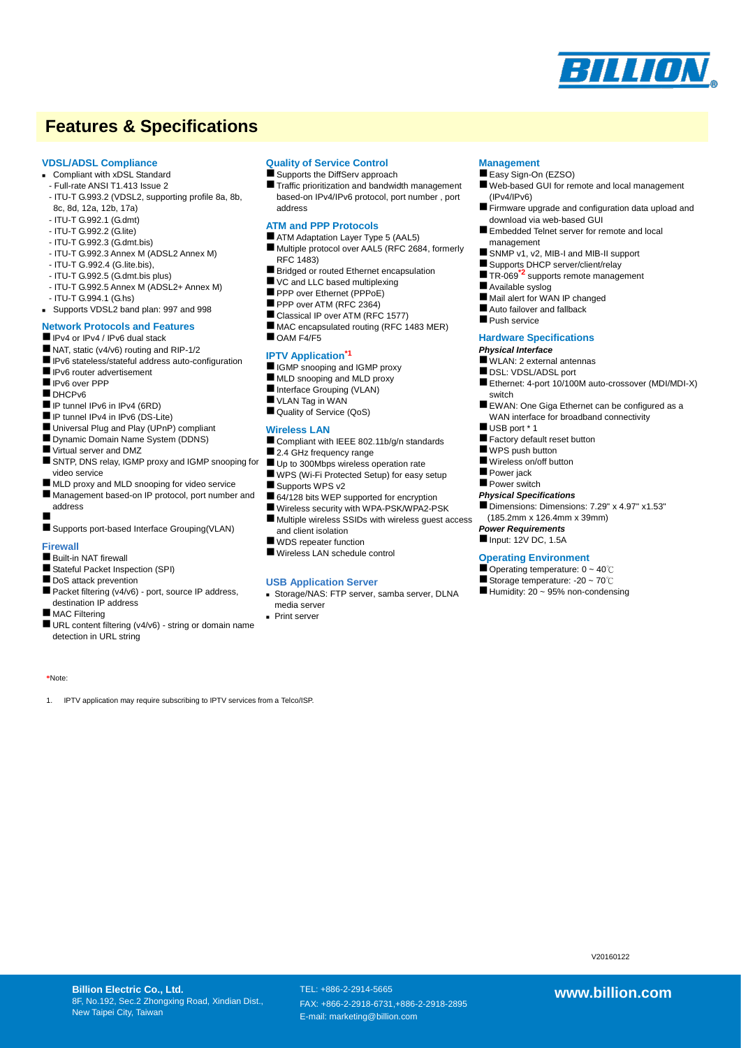# Features & Specifications

### VDSL/ADSL Compliance

- Compliant with xDSL Standard
  - Full-rate ANSI T1.413 Issue 2
  - ITU-T G.993.2 (VDSL2, supporting profile 8a, 8b, 8c, 8d, 12a, 12b, 17a)
  - ITU-T G.992.1 (G.dmt)
  - ITU-T G.992.2 (G.lite)
  - ITU-T G.992.3 (G.dmt.bis)
  - ITU-T G.992.3 Annex M (ADSL2 Annex M)
  - ITU-T G.992.4 (G.lite.bis),
  - ITU-T G.992.5 (G.dmt.bis plus)
  - ITU-T G.992.5 Annex M (ADSL2+ Annex M)
  - ITU-T G.994.1 (G.hs)
- Supports VDSL2 band plan: 997 and 998

### Network Protocols and Features

- IPv4 or IPv4 / IPv6 dual stack
- NAT, static (v4/v6) routing and RIP-1/2
- IPv6 stateless/stateful address auto-configuration
- IPv6 router advertisement
- IPv6 over PPP
- DHCPv6
- IP tunnel IPv6 in IPv4 (6RD)
- IP tunnel IPv4 in IPv6 (DS-Lite)
- Universal Plug and Play (UPnP) compliant
- Dynamic Domain Name System (DDNS)
- Virtual server and DMZ
- SNTP, DNS relay, IGMP proxy and IGMP snooping for video service
- MLD proxy and MLD snooping for video service
- Management based-on IP protocol, port number and address
- 
- Supports port-based Interface Grouping(VLAN)

### Firewall

- Built-in NAT firewall
- Stateful Packet Inspection (SPI)
- DoS attack prevention
- Packet filtering (v4/v6) - port, source IP address, destination IP address
- MAC Filtering
- URL content filtering (v4/v6) - string or domain name detection in URL string

### Quality of Service Control

- Supports the DiffServ approach
- Traffic prioritization and bandwidth management based-on IPv4/IPv6 protocol, port number , port address

### ATM and PPP Protocols

- ATM Adaptation Layer Type 5 (AAL5)
- Multiple protocol over AAL5 (RFC 2684, formerly RFC 1483)
- Bridged or routed Ethernet encapsulation
- VC and LLC based multiplexing
- PPP over Ethernet (PPPoE)
- PPP over ATM (RFC 2364)
- Classical IP over ATM (RFC 1577)
- MAC encapsulated routing (RFC 1483 MER)
- OAM F4/F5

### IPTV Application*1

- IGMP snooping and IGMP proxy
- MLD snooping and MLD proxy
- Interface Grouping (VLAN)
- VLAN Tag in WAN
- Quality of Service (QoS)

### Wireless LAN

- Compliant with IEEE 802.11b/g/n standards
- 2.4 GHz frequency range
- Up to 300Mbps wireless operation rate
- WPS (Wi-Fi Protected Setup) for easy setup
- Supports WPS v2
- 64/128 bits WEP supported for encryption
- Wireless security with WPA-PSK/WPA2-PSK
- Multiple wireless SSIDs with wireless guest access and client isolation
- WDS repeater function
- Wireless LAN schedule control

### USB Application Server

- Storage/NAS: FTP server, samba server, DLNA media server
- Print server

### Management

- Easy Sign-On (EZSO)
- Web-based GUI for remote and local management (IPv4/IPv6)
- Firmware upgrade and configuration data upload and download via web-based GUI
- Embedded Telnet server for remote and local management
- SNMP v1, v2, MIB-I and MIB-II support
- Supports DHCP server/client/relay
- TR-069*2 supports remote management
- Available syslog
- Mail alert for WAN IP changed
- Auto failover and fallback
- Push service

### Hardware Specifications

***Physical Interface***

- WLAN: 2 external antennas
- DSL: VDSL/ADSL port
- Ethernet: 4-port 10/100M auto-crossover (MDI/MDI-X) switch
- EWAN: One Giga Ethernet can be configured as a WAN interface for broadband connectivity
- USB port * 1
- Factory default reset button
- WPS push button
- Wireless on/off button
- Power jack
- Power switch

***Physical Specifications***

- Dimensions: Dimensions: 7.29" x 4.97" x1.53" (185.2mm x 126.4mm x 39mm)

***Power Requirements***

- Input: 12V DC, 1.5A

### Operating Environment

- Operating temperature: 0 ~ 40℃
- Storage temperature: -20 ~ 70℃
- Humidity: 20 ~ 95% non-condensing

*Note:

1. IPTV application may require subscribing to IPTV services from a Telco/ISP.

V20160122

**Billion Electric Co., Ltd.**
8F, No.192, Sec.2 Zhongxing Road, Xindian Dist., New Taipei City, Taiwan

TEL: +886-2-2914-5665
FAX: +886-2-2918-6731,+886-2-2918-2895
E-mail: marketing@billion.com

**www.billion.com**